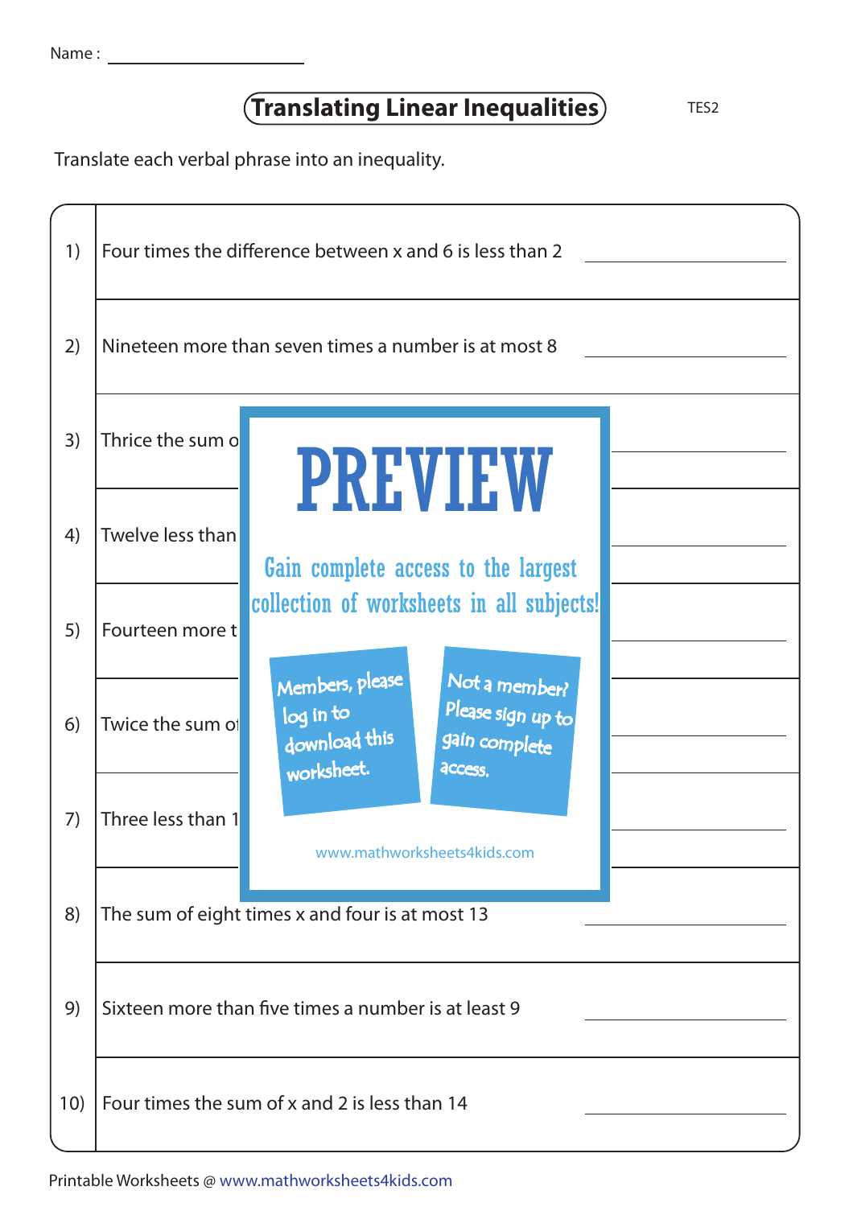Name : ____________________

# Translating Linear Inequalities

TES2

Translate each verbal phrase into an inequality.

1) Four times the difference between x and 6 is less than 2 ____________________

2) Nineteen more than seven times a number is at most 8 ____________________

3) Thrice the sum o ____________________

4) Twelve less than ____________________

5) Fourteen more t ____________________

6) Twice the sum o ____________________

7) Three less than 1 ____________________

8) The sum of eight times x and four is at most 13 ____________________

9) Sixteen more than five times a number is at least 9 ____________________

10) Four times the sum of x and 2 is less than 14 ____________________

PREVIEW

Gain complete access to the largest collection of worksheets in all subjects!

Members, please log in to download this worksheet.

Not a member? Please sign up to gain complete access.

www.mathworksheets4kids.com

Printable Worksheets @ www.mathworksheets4kids.com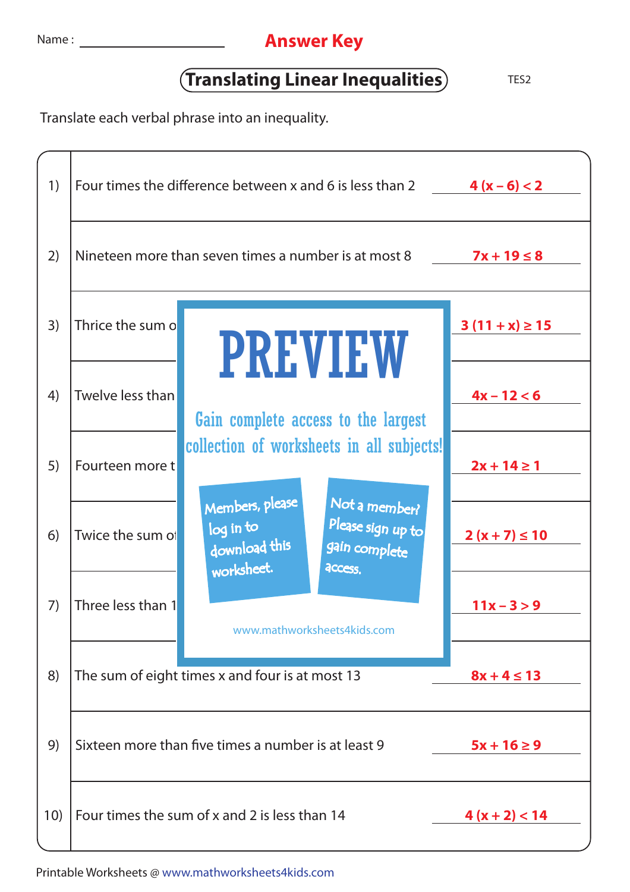Name : ____________________

**Answer Key**

# Translating Linear Inequalities

TES2

Translate each verbal phrase into an inequality.

| | | |
|---|---|---|
| 1) | Four times the difference between x and 6 is less than 2 | $4(x - 6) < 2$ |
| 2) | Nineteen more than seven times a number is at most 8 | $7x + 19 \leq 8$ |
| 3) | Thrice the sum o | $3(11 + x) \geq 15$ |
| 4) | Twelve less than | $4x - 12 < 6$ |
| 5) | Fourteen more t | $2x + 14 \geq 1$ |
| 6) | Twice the sum o | $2(x + 7) \leq 10$ |
| 7) | Three less than 1 | $11x - 3 > 9$ |
| 8) | The sum of eight times x and four is at most 13 | $8x + 4 \leq 13$ |
| 9) | Sixteen more than five times a number is at least 9 | $5x + 16 \geq 9$ |
| 10) | Four times the sum of x and 2 is less than 14 | $4(x + 2) < 14$ |

PREVIEW

Gain complete access to the largest collection of worksheets in all subjects!

Members, please log in to download this worksheet.

Not a member? Please sign up to gain complete access.

www.mathworksheets4kids.com

Printable Worksheets @ www.mathworksheets4kids.com